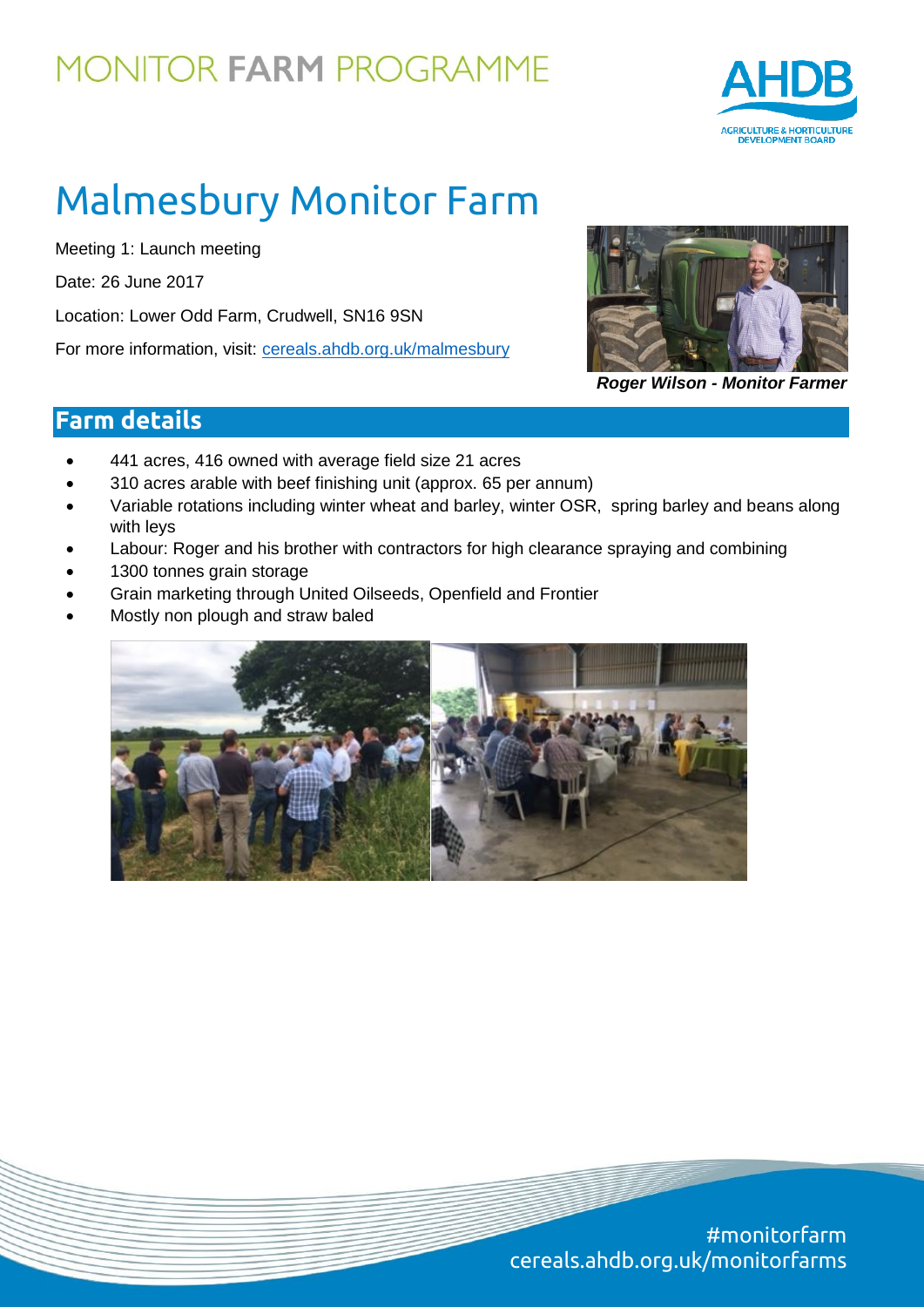# MONITOR FARM PROGRAMME

# Malmesbury Monitor Farm

Meeting 1: Launch meeting

Date: 26 June 2017

Location: Lower Odd Farm, Crudwell, SN16 9SN

For more information, visit: [cereals.ahdb.org.uk/malmesbury](cereals.ahdb.org.uk/malmesbury)

***Roger Wilson - Monitor Farmer***

## Farm details

- 441 acres, 416 owned with average field size 21 acres
- 310 acres arable with beef finishing unit (approx. 65 per annum)
- Variable rotations including winter wheat and barley, winter OSR, spring barley and beans along with leys
- Labour: Roger and his brother with contractors for high clearance spraying and combining
- 1300 tonnes grain storage
- Grain marketing through United Oilseeds, Openfield and Frontier
- Mostly non plough and straw baled

#monitorfarm
cereals.ahdb.org.uk/monitorfarms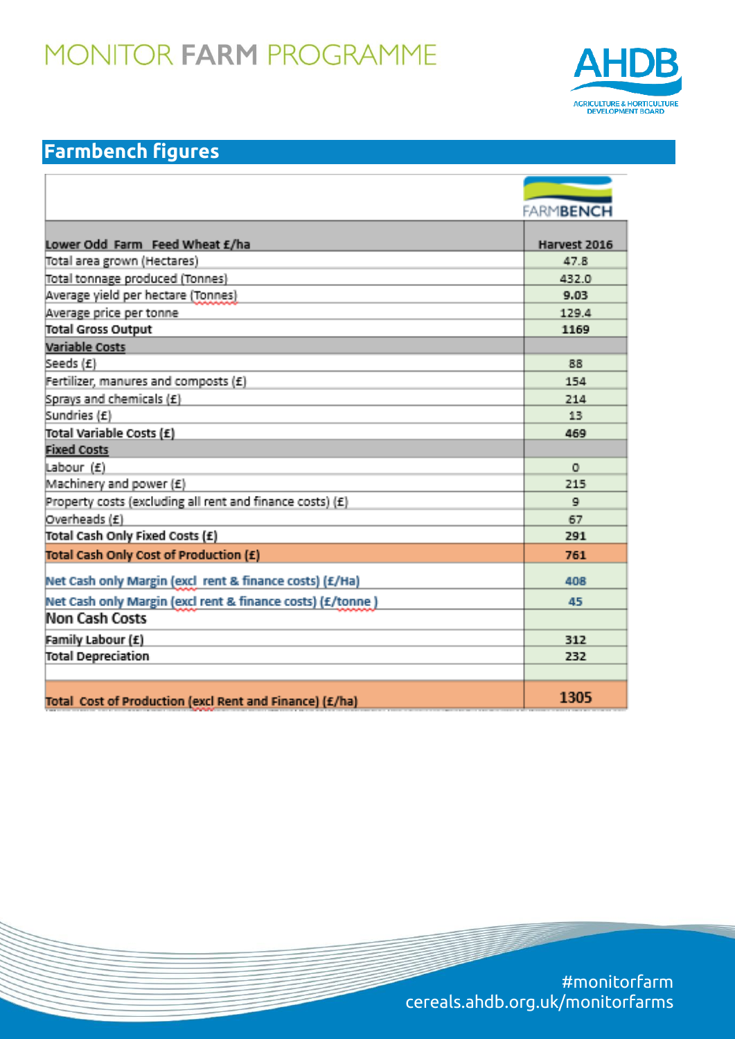## Farmbench figures

| Lower Odd Farm Feed Wheat £/ha | Harvest 2016 |
|---|---|
| Total area grown (Hectares) | 47.8 |
| Total tonnage produced (Tonnes) | 432.0 |
| Average yield per hectare (Tonnes) | 9.03 |
| Average price per tonne | 129.4 |
| **Total Gross Output** | **1169** |
| **Variable Costs** | |
| Seeds (£) | 88 |
| Fertilizer, manures and composts (£) | 154 |
| Sprays and chemicals (£) | 214 |
| Sundries (£) | 13 |
| **Total Variable Costs (£)** | **469** |
| **Fixed Costs** | |
| Labour (£) | 0 |
| Machinery and power (£) | 215 |
| Property costs (excluding all rent and finance costs) (£) | 9 |
| Overheads (£) | 67 |
| **Total Cash Only Fixed Costs (£)** | **291** |
| **Total Cash Only Cost of Production (£)** | **761** |
| Net Cash only Margin (excl rent & finance costs) (£/Ha) | 408 |
| Net Cash only Margin (excl rent & finance costs) (£/tonne ) | 45 |
| Non Cash Costs | |
| **Family Labour (£)** | **312** |
| **Total Depreciation** | **232** |
| | |
| **Total Cost of Production (excl Rent and Finance) (£/ha)** | **1305** |

#monitorfarm
cereals.ahdb.org.uk/monitorfarms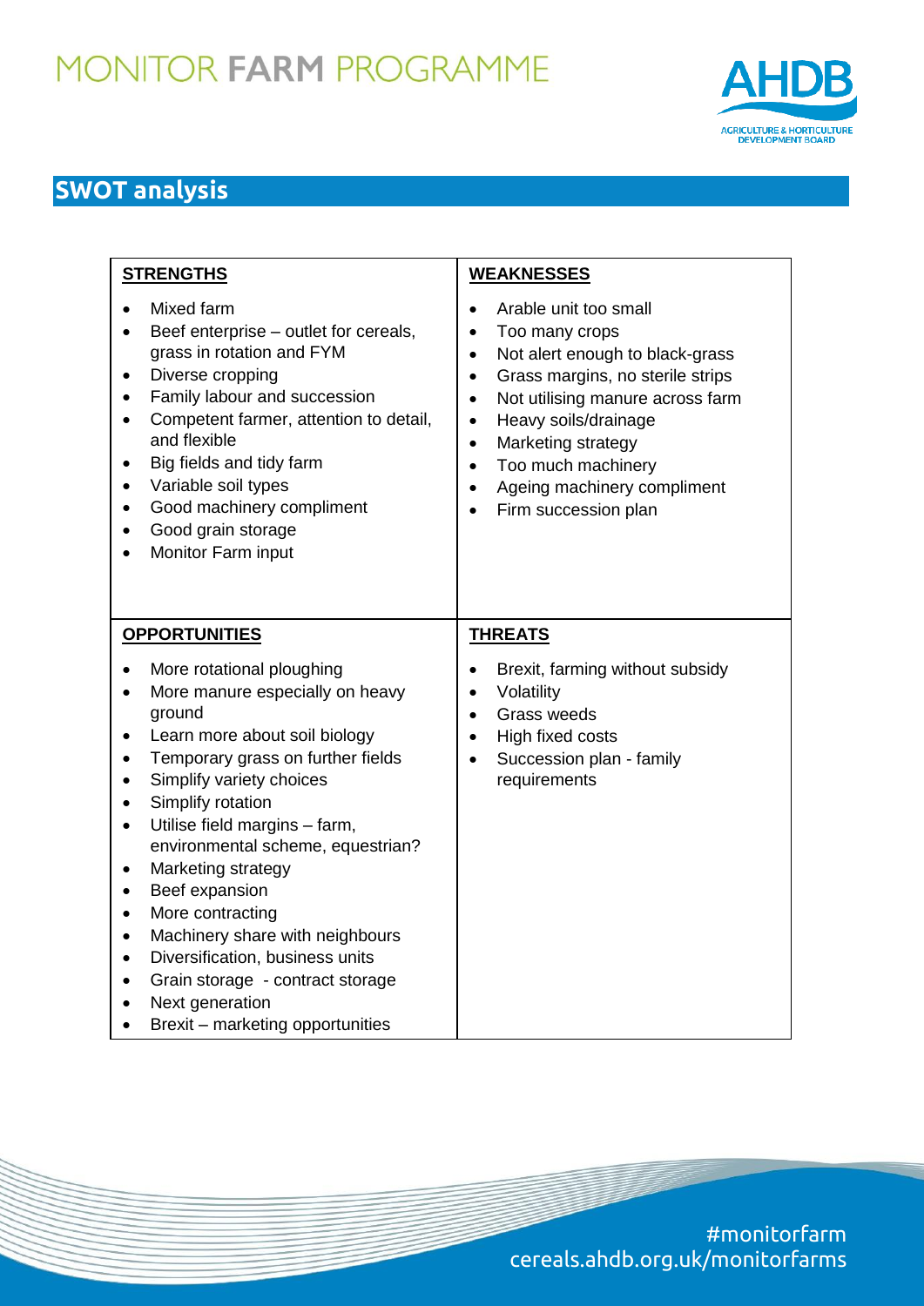# MONITOR FARM PROGRAMME

## SWOT analysis

| STRENGTHS | WEAKNESSES |
|---|---|
| • Mixed farm<br>• Beef enterprise – outlet for cereals, grass in rotation and FYM<br>• Diverse cropping<br>• Family labour and succession<br>• Competent farmer, attention to detail, and flexible<br>• Big fields and tidy farm<br>• Variable soil types<br>• Good machinery compliment<br>• Good grain storage<br>• Monitor Farm input | • Arable unit too small<br>• Too many crops<br>• Not alert enough to black-grass<br>• Grass margins, no sterile strips<br>• Not utilising manure across farm<br>• Heavy soils/drainage<br>• Marketing strategy<br>• Too much machinery<br>• Ageing machinery compliment<br>• Firm succession plan |
| **OPPORTUNITIES** | **THREATS** |
| • More rotational ploughing<br>• More manure especially on heavy ground<br>• Learn more about soil biology<br>• Temporary grass on further fields<br>• Simplify variety choices<br>• Simplify rotation<br>• Utilise field margins – farm, environmental scheme, equestrian?<br>• Marketing strategy<br>• Beef expansion<br>• More contracting<br>• Machinery share with neighbours<br>• Diversification, business units<br>• Grain storage - contract storage<br>• Next generation<br>• Brexit – marketing opportunities | • Brexit, farming without subsidy<br>• Volatility<br>• Grass weeds<br>• High fixed costs<br>• Succession plan - family requirements |

#monitorfarm
cereals.ahdb.org.uk/monitorfarms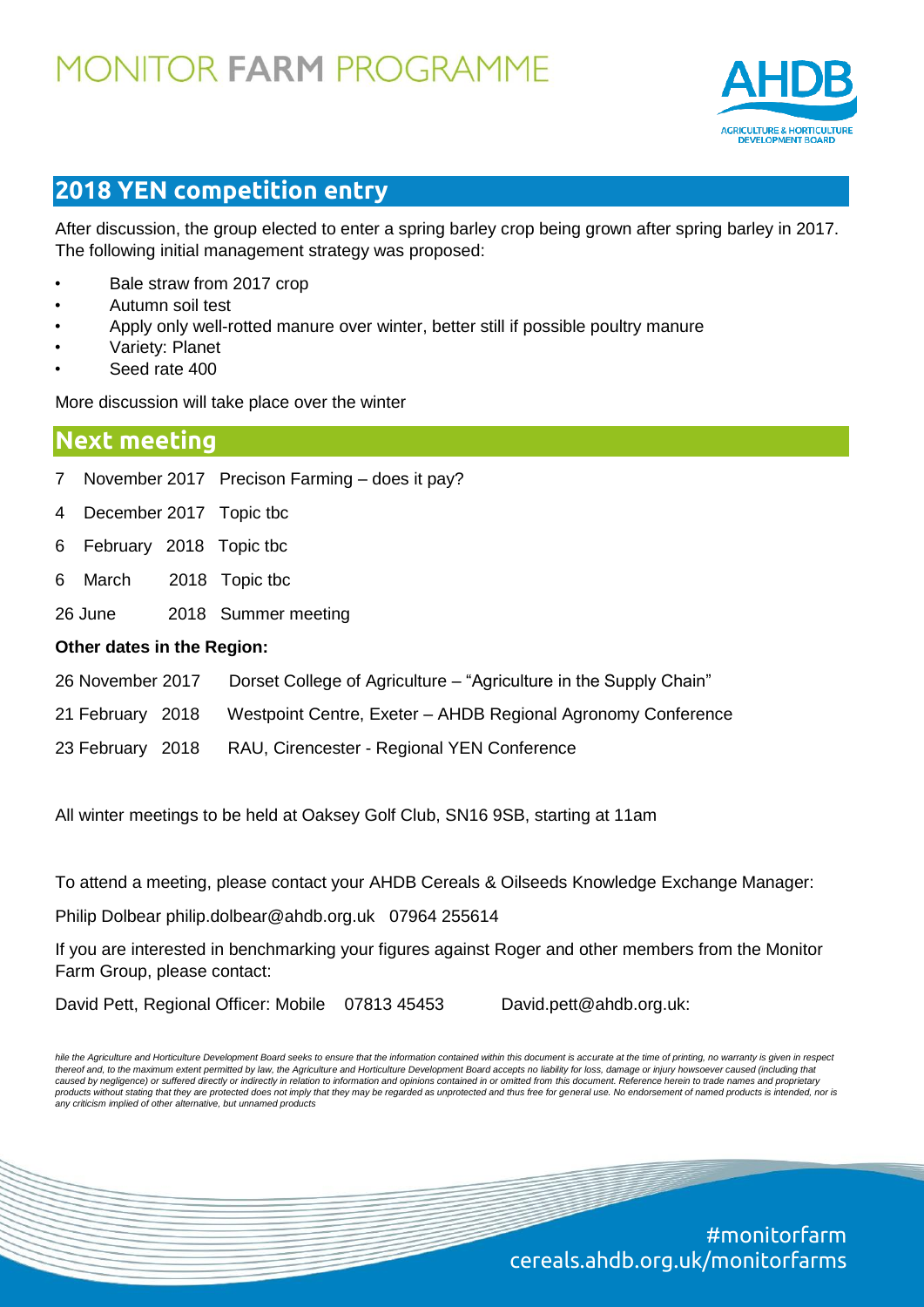# MONITOR FARM PROGRAMME

## 2018 YEN competition entry

After discussion, the group elected to enter a spring barley crop being grown after spring barley in 2017. The following initial management strategy was proposed:

- Bale straw from 2017 crop
- Autumn soil test
- Apply only well-rotted manure over winter, better still if possible poultry manure
- Variety: Planet
- Seed rate 400

More discussion will take place over the winter

## Next meeting

7 November 2017 Precison Farming – does it pay?

4 December 2017 Topic tbc

6 February 2018 Topic tbc

6 March 2018 Topic tbc

26 June 2018 Summer meeting

**Other dates in the Region:**

26 November 2017 Dorset College of Agriculture – "Agriculture in the Supply Chain"

21 February 2018 Westpoint Centre, Exeter – AHDB Regional Agronomy Conference

23 February 2018 RAU, Cirencester - Regional YEN Conference

All winter meetings to be held at Oaksey Golf Club, SN16 9SB, starting at 11am

To attend a meeting, please contact your AHDB Cereals & Oilseeds Knowledge Exchange Manager:

Philip Dolbear philip.dolbear@ahdb.org.uk 07964 255614

If you are interested in benchmarking your figures against Roger and other members from the Monitor Farm Group, please contact:

David Pett, Regional Officer: Mobile 07813 45453 David.pett@ahdb.org.uk:

*hile the Agriculture and Horticulture Development Board seeks to ensure that the information contained within this document is accurate at the time of printing, no warranty is given in respect thereof and, to the maximum extent permitted by law, the Agriculture and Horticulture Development Board accepts no liability for loss, damage or injury howsoever caused (including that caused by negligence) or suffered directly or indirectly in relation to information and opinions contained in or omitted from this document. Reference herein to trade names and proprietary products without stating that they are protected does not imply that they may be regarded as unprotected and thus free for general use. No endorsement of named products is intended, nor is any criticism implied of other alternative, but unnamed products*

#monitorfarm
cereals.ahdb.org.uk/monitorfarms